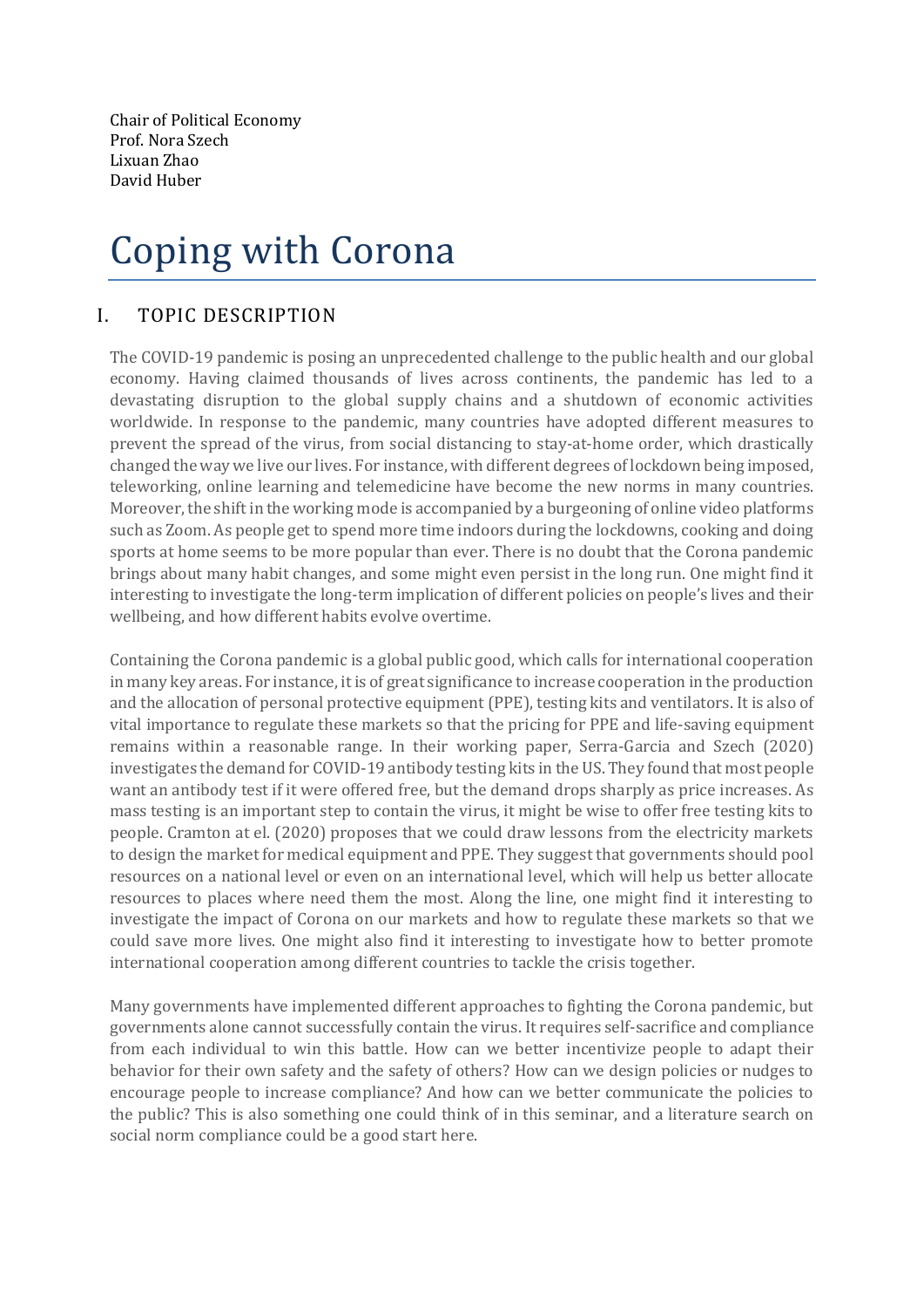Chair of Political Economy
Prof. Nora Szech
Lixuan Zhao
David Huber

# Coping with Corona

## I. TOPIC DESCRIPTION

The COVID-19 pandemic is posing an unprecedented challenge to the public health and our global economy. Having claimed thousands of lives across continents, the pandemic has led to a devastating disruption to the global supply chains and a shutdown of economic activities worldwide. In response to the pandemic, many countries have adopted different measures to prevent the spread of the virus, from social distancing to stay-at-home order, which drastically changed the way we live our lives. For instance, with different degrees of lockdown being imposed, teleworking, online learning and telemedicine have become the new norms in many countries. Moreover, the shift in the working mode is accompanied by a burgeoning of online video platforms such as Zoom. As people get to spend more time indoors during the lockdowns, cooking and doing sports at home seems to be more popular than ever. There is no doubt that the Corona pandemic brings about many habit changes, and some might even persist in the long run. One might find it interesting to investigate the long-term implication of different policies on people's lives and their wellbeing, and how different habits evolve overtime.

Containing the Corona pandemic is a global public good, which calls for international cooperation in many key areas. For instance, it is of great significance to increase cooperation in the production and the allocation of personal protective equipment (PPE), testing kits and ventilators. It is also of vital importance to regulate these markets so that the pricing for PPE and life-saving equipment remains within a reasonable range. In their working paper, Serra-Garcia and Szech (2020) investigates the demand for COVID-19 antibody testing kits in the US. They found that most people want an antibody test if it were offered free, but the demand drops sharply as price increases. As mass testing is an important step to contain the virus, it might be wise to offer free testing kits to people. Cramton at el. (2020) proposes that we could draw lessons from the electricity markets to design the market for medical equipment and PPE. They suggest that governments should pool resources on a national level or even on an international level, which will help us better allocate resources to places where need them the most. Along the line, one might find it interesting to investigate the impact of Corona on our markets and how to regulate these markets so that we could save more lives. One might also find it interesting to investigate how to better promote international cooperation among different countries to tackle the crisis together.

Many governments have implemented different approaches to fighting the Corona pandemic, but governments alone cannot successfully contain the virus. It requires self-sacrifice and compliance from each individual to win this battle. How can we better incentivize people to adapt their behavior for their own safety and the safety of others? How can we design policies or nudges to encourage people to increase compliance? And how can we better communicate the policies to the public? This is also something one could think of in this seminar, and a literature search on social norm compliance could be a good start here.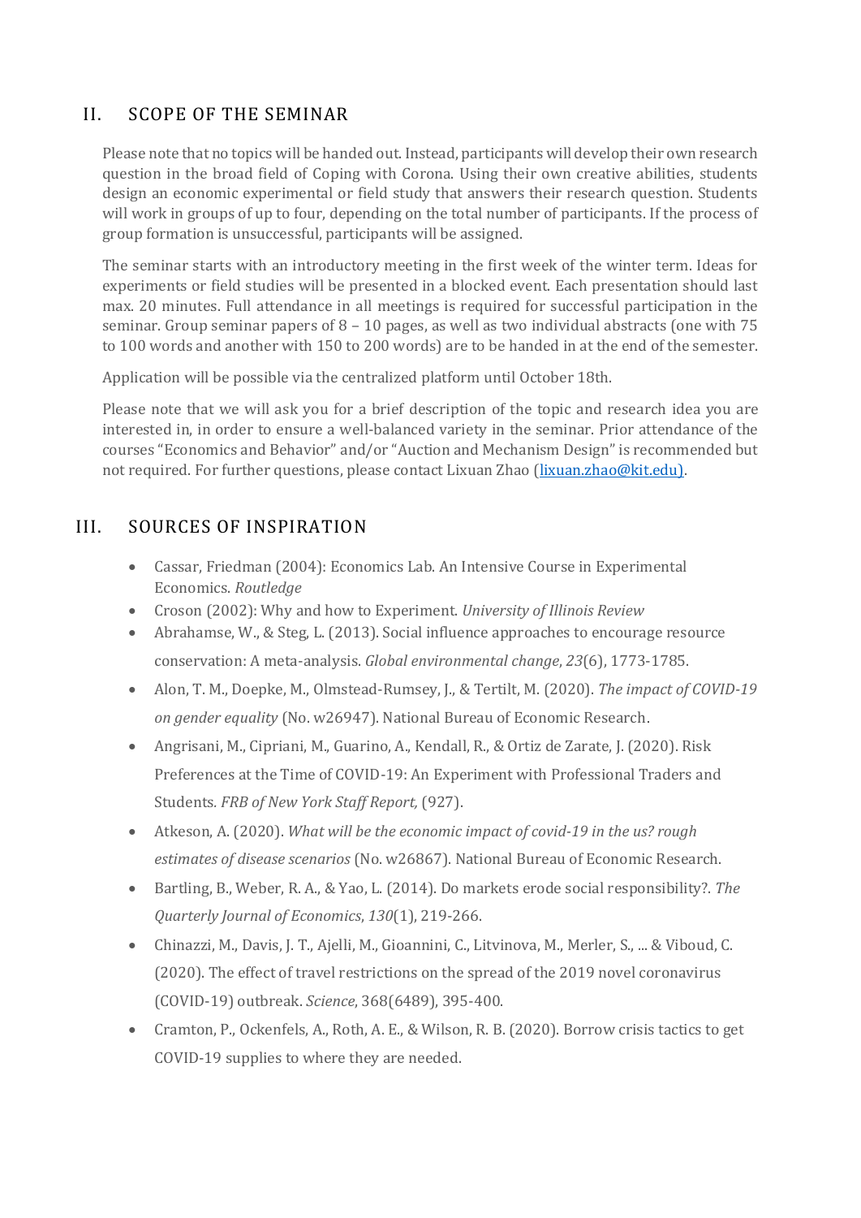## II. SCOPE OF THE SEMINAR

Please note that no topics will be handed out. Instead, participants will develop their own research question in the broad field of Coping with Corona. Using their own creative abilities, students design an economic experimental or field study that answers their research question. Students will work in groups of up to four, depending on the total number of participants. If the process of group formation is unsuccessful, participants will be assigned.

The seminar starts with an introductory meeting in the first week of the winter term. Ideas for experiments or field studies will be presented in a blocked event. Each presentation should last max. 20 minutes. Full attendance in all meetings is required for successful participation in the seminar. Group seminar papers of 8 – 10 pages, as well as two individual abstracts (one with 75 to 100 words and another with 150 to 200 words) are to be handed in at the end of the semester.

Application will be possible via the centralized platform until October 18th.

Please note that we will ask you for a brief description of the topic and research idea you are interested in, in order to ensure a well-balanced variety in the seminar. Prior attendance of the courses "Economics and Behavior" and/or "Auction and Mechanism Design" is recommended but not required. For further questions, please contact Lixuan Zhao (lixuan.zhao@kit.edu).

## III. SOURCES OF INSPIRATION

- Cassar, Friedman (2004): Economics Lab. An Intensive Course in Experimental Economics. *Routledge*
- Croson (2002): Why and how to Experiment. *University of Illinois Review*
- Abrahamse, W., & Steg, L. (2013). Social influence approaches to encourage resource conservation: A meta-analysis. *Global environmental change*, *23*(6), 1773-1785.
- Alon, T. M., Doepke, M., Olmstead-Rumsey, J., & Tertilt, M. (2020). *The impact of COVID-19 on gender equality* (No. w26947). National Bureau of Economic Research.
- Angrisani, M., Cipriani, M., Guarino, A., Kendall, R., & Ortiz de Zarate, J. (2020). Risk Preferences at the Time of COVID-19: An Experiment with Professional Traders and Students. *FRB of New York Staff Report,* (927).
- Atkeson, A. (2020). *What will be the economic impact of covid-19 in the us? rough estimates of disease scenarios* (No. w26867). National Bureau of Economic Research.
- Bartling, B., Weber, R. A., & Yao, L. (2014). Do markets erode social responsibility?. *The Quarterly Journal of Economics*, *130*(1), 219-266.
- Chinazzi, M., Davis, J. T., Ajelli, M., Gioannini, C., Litvinova, M., Merler, S., ... & Viboud, C. (2020). The effect of travel restrictions on the spread of the 2019 novel coronavirus (COVID-19) outbreak. *Science*, 368(6489), 395-400.
- Cramton, P., Ockenfels, A., Roth, A. E., & Wilson, R. B. (2020). Borrow crisis tactics to get COVID-19 supplies to where they are needed.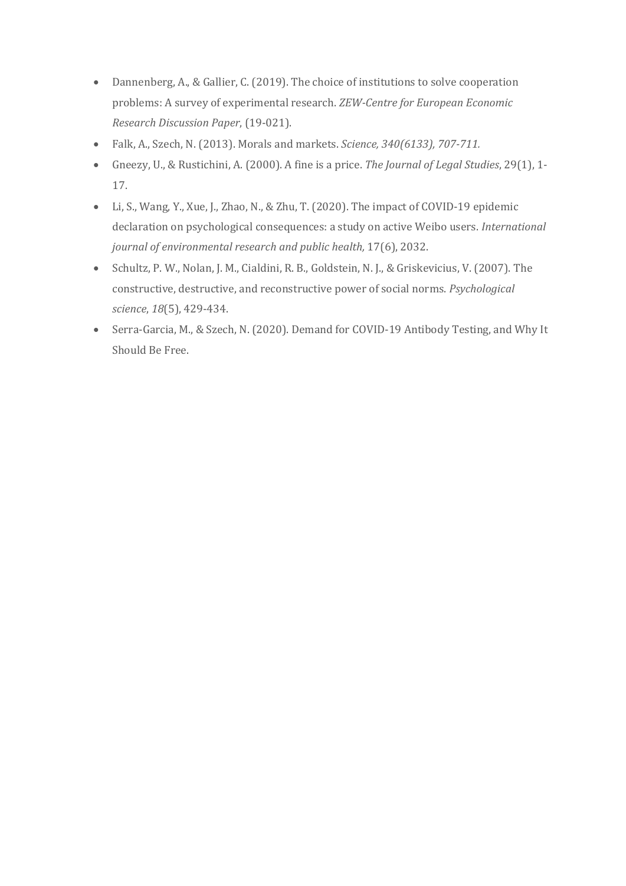- Dannenberg, A., & Gallier, C. (2019). The choice of institutions to solve cooperation problems: A survey of experimental research. *ZEW-Centre for European Economic Research Discussion Paper*, (19-021).
- Falk, A., Szech, N. (2013). Morals and markets. *Science, 340(6133), 707-711.*
- Gneezy, U., & Rustichini, A. (2000). A fine is a price. *The Journal of Legal Studies*, 29(1), 1-17.
- Li, S., Wang, Y., Xue, J., Zhao, N., & Zhu, T. (2020). The impact of COVID-19 epidemic declaration on psychological consequences: a study on active Weibo users. *International journal of environmental research and public health,* 17(6), 2032.
- Schultz, P. W., Nolan, J. M., Cialdini, R. B., Goldstein, N. J., & Griskevicius, V. (2007). The constructive, destructive, and reconstructive power of social norms. *Psychological science*, *18*(5), 429-434.
- Serra-Garcia, M., & Szech, N. (2020). Demand for COVID-19 Antibody Testing, and Why It Should Be Free.